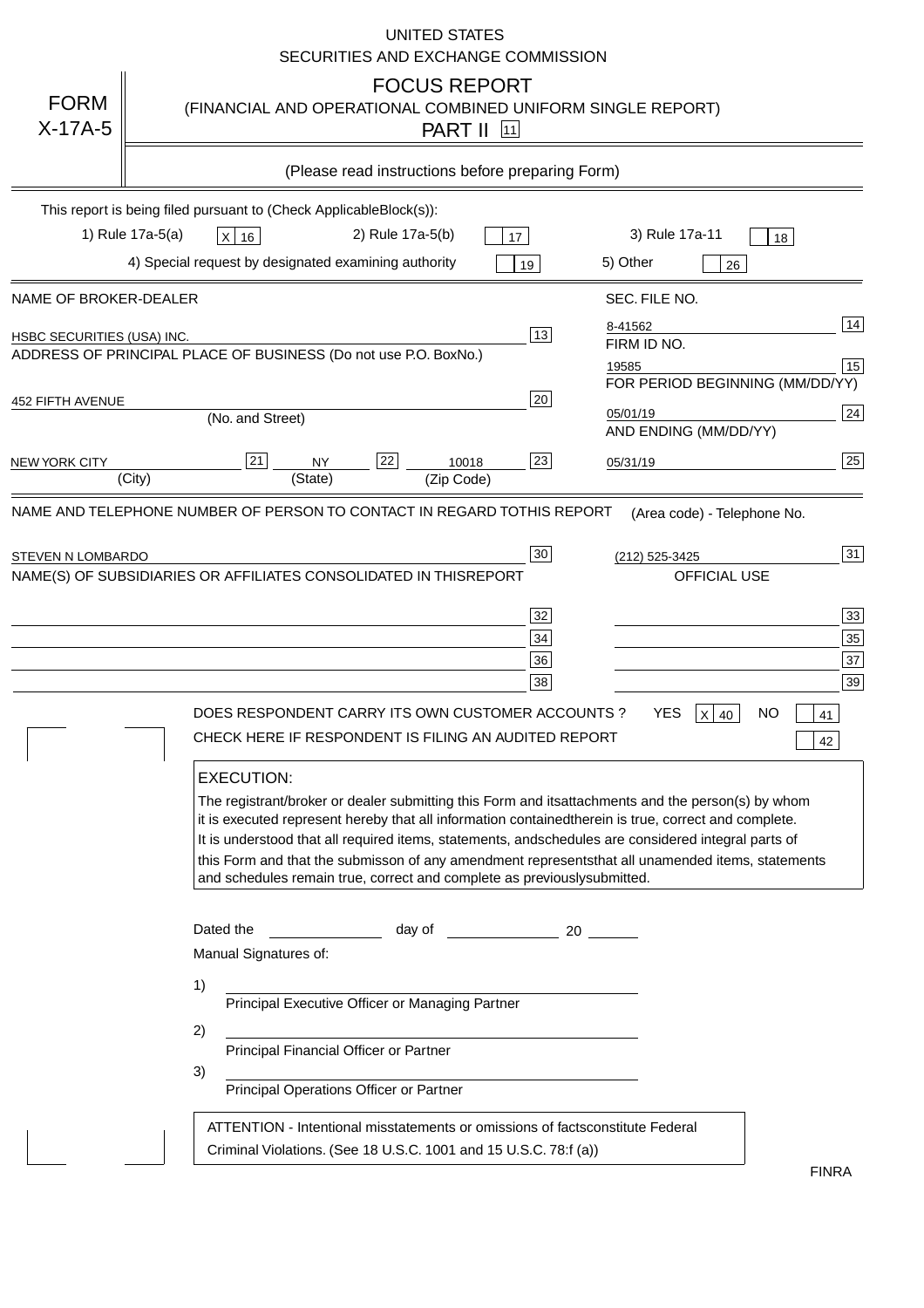UNITED STATES
SECURITIES AND EXCHANGE COMMISSION

**FORM X-17A-5**

# FOCUS REPORT
(FINANCIAL AND OPERATIONAL COMBINED UNIFORM SINGLE REPORT)
PART II [11]

(Please read instructions before preparing Form)

This report is being filed pursuant to (Check Applicable Block(s)):

1) Rule 17a-5(a) [X] [16]    2) Rule 17a-5(b) [ ] [17]    3) Rule 17a-11 [ ] [18]
4) Special request by designated examining authority [ ] [19]    5) Other [ ] [26]

NAME OF BROKER-DEALER: HSBC SECURITIES (USA) INC. [13]

SEC. FILE NO.: 8-41562 [14]

FIRM ID NO.: 19585 [15]

ADDRESS OF PRINCIPAL PLACE OF BUSINESS (Do not use P.O. Box No.)

452 FIFTH AVENUE [20]
(No. and Street)

NEW YORK CITY [21] NY [22] 10018 [23]
(City) (State) (Zip Code)

FOR PERIOD BEGINNING (MM/DD/YY): 05/01/19 [24]

AND ENDING (MM/DD/YY): 05/31/19 [25]

NAME AND TELEPHONE NUMBER OF PERSON TO CONTACT IN REGARD TO THIS REPORT

STEVEN N LOMBARDO [30]    (Area code) - Telephone No.: (212) 525-3425 [31]

NAME(S) OF SUBSIDIARIES OR AFFILIATES CONSOLIDATED IN THIS REPORT    OFFICIAL USE

[32] [33]
[34] [35]
[36] [37]
[38] [39]

DOES RESPONDENT CARRY ITS OWN CUSTOMER ACCOUNTS ? YES [X] [40] NO [ ] [41]

CHECK HERE IF RESPONDENT IS FILING AN AUDITED REPORT [ ] [42]

**EXECUTION:**

The registrant/broker or dealer submitting this Form and its attachments and the person(s) by whom it is executed represent hereby that all information contained therein is true, correct and complete. It is understood that all required items, statements, and schedules are considered integral parts of this Form and that the submisson of any amendment represents that all unamended items, statements and schedules remain true, correct and complete as previously submitted.

Dated the ______________ day of ______________ 20 ______

Manual Signatures of:

1) ________________________________
Principal Executive Officer or Managing Partner

2) ________________________________
Principal Financial Officer or Partner

3) ________________________________
Principal Operations Officer or Partner

ATTENTION - Intentional misstatements or omissions of facts constitute Federal Criminal Violations. (See 18 U.S.C. 1001 and 15 U.S.C. 78:f (a))

FINRA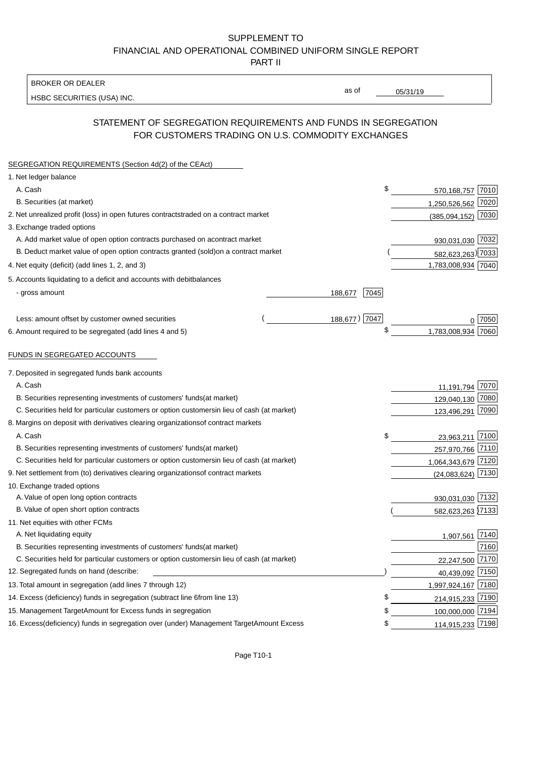SUPPLEMENT TO
FINANCIAL AND OPERATIONAL COMBINED UNIFORM SINGLE REPORT
PART II

| BROKER OR DEALER | | |
|---|---|---|
| HSBC SECURITIES (USA) INC. | as of | 05/31/19 |

## STATEMENT OF SEGREGATION REQUIREMENTS AND FUNDS IN SEGREGATION FOR CUSTOMERS TRADING ON U.S. COMMODITY EXCHANGES

| SEGREGATION REQUIREMENTS (Section 4d(2) of the CEAct) | | | | |
|---|---|---|---|---|
| 1. Net ledger balance | | | | |
| A. Cash | | | $ 570,168,757 | 7010 |
| B. Securities (at market) | | | 1,250,526,562 | 7020 |
| 2. Net unrealized profit (loss) in open futures contracts traded on a contract market | | | (385,094,152) | 7030 |
| 3. Exchange traded options | | | | |
| A. Add market value of open option contracts purchased on a contract market | | | 930,031,030 | 7032 |
| B. Deduct market value of open option contracts granted (sold) on a contract market | | | (582,623,263) | 7033 |
| 4. Net equity (deficit) (add lines 1, 2, and 3) | | | 1,783,008,934 | 7040 |
| 5. Accounts liquidating to a deficit and accounts with debit balances | | | | |
| - gross amount | 188,677 | 7045 | | |
| Less: amount offset by customer owned securities | (188,677) | 7047 | 0 | 7050 |
| 6. Amount required to be segregated (add lines 4 and 5) | | | $ 1,783,008,934 | 7060 |
| **FUNDS IN SEGREGATED ACCOUNTS** | | | | |
| 7. Deposited in segregated funds bank accounts | | | | |
| A. Cash | | | 11,191,794 | 7070 |
| B. Securities representing investments of customers' funds (at market) | | | 129,040,130 | 7080 |
| C. Securities held for particular customers or option customers in lieu of cash (at market) | | | 123,496,291 | 7090 |
| 8. Margins on deposit with derivatives clearing organizations of contract markets | | | | |
| A. Cash | | | $ 23,963,211 | 7100 |
| B. Securities representing investments of customers' funds (at market) | | | 257,970,766 | 7110 |
| C. Securities held for particular customers or option customers in lieu of cash (at market) | | | 1,064,343,679 | 7120 |
| 9. Net settlement from (to) derivatives clearing organizations of contract markets | | | (24,083,624) | 7130 |
| 10. Exchange traded options | | | | |
| A. Value of open long option contracts | | | 930,031,030 | 7132 |
| B. Value of open short option contracts | | | (582,623,263) | 7133 |
| 11. Net equities with other FCMs | | | | |
| A. Net liquidating equity | | | 1,907,561 | 7140 |
| B. Securities representing investments of customers' funds (at market) | | | | 7160 |
| C. Securities held for particular customers or option customers in lieu of cash (at market) | | | 22,247,500 | 7170 |
| 12. Segregated funds on hand (describe: ) | | | 40,439,092 | 7150 |
| 13. Total amount in segregation (add lines 7 through 12) | | | 1,997,924,167 | 7180 |
| 14. Excess (deficiency) funds in segregation (subtract line 6 from line 13) | | | $ 214,915,233 | 7190 |
| 15. Management Target Amount for Excess funds in segregation | | | $ 100,000,000 | 7194 |
| 16. Excess (deficiency) funds in segregation over (under) Management Target Amount Excess | | | $ 114,915,233 | 7198 |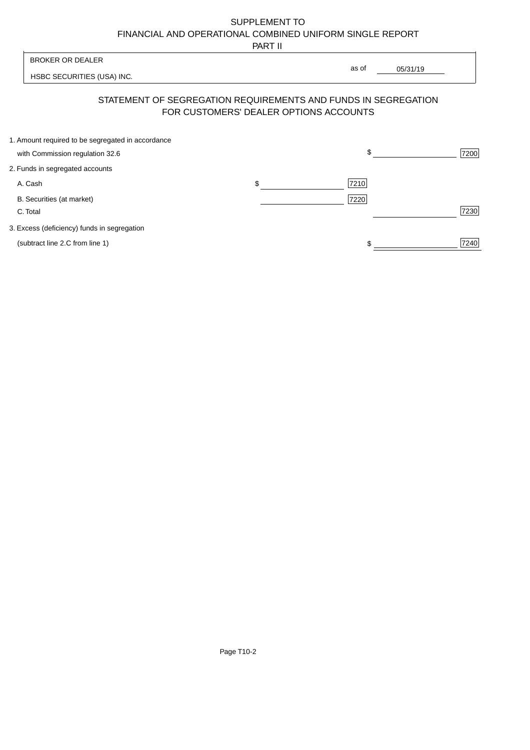SUPPLEMENT TO
FINANCIAL AND OPERATIONAL COMBINED UNIFORM SINGLE REPORT
PART II

| BROKER OR DEALER | |
|---|---|
| HSBC SECURITIES (USA) INC. | as of 05/31/19 |

## STATEMENT OF SEGREGATION REQUIREMENTS AND FUNDS IN SEGREGATION FOR CUSTOMERS' DEALER OPTIONS ACCOUNTS

| | | | | |
|---|---|---|---|---|
| 1. Amount required to be segregated in accordance with Commission regulation 32.6 | | | $ | 7200 |
| 2. Funds in segregated accounts | | | | |
| A. Cash | $ | 7210 | | |
| B. Securities (at market) | | 7220 | | |
| C. Total | | | | 7230 |
| 3. Excess (deficiency) funds in segregation (subtract line 2.C from line 1) | | | $ | 7240 |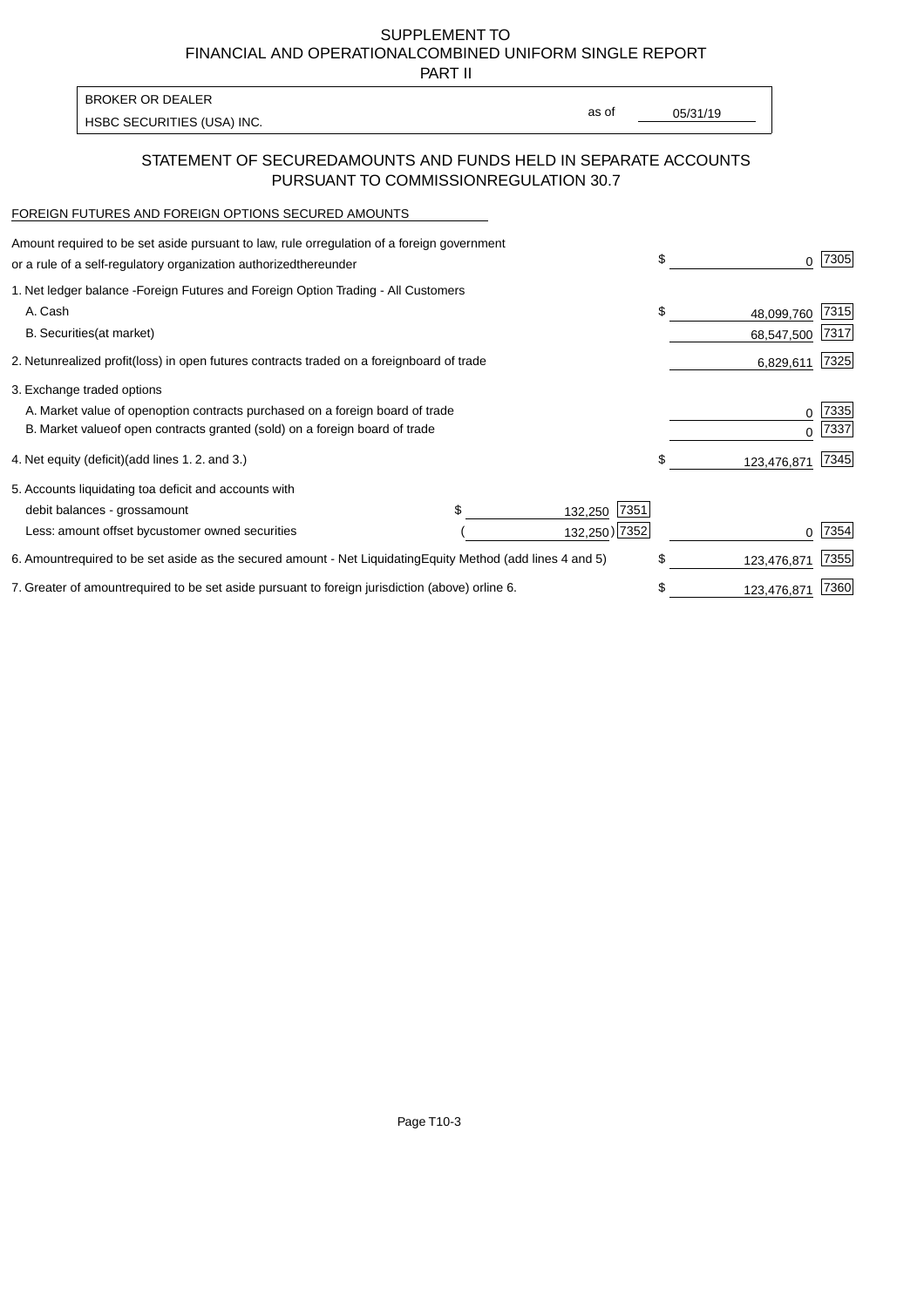# SUPPLEMENT TO
# FINANCIAL AND OPERATIONAL COMBINED UNIFORM SINGLE REPORT
## PART II

BROKER OR DEALER

HSBC SECURITIES (USA) INC.

as of 05/31/19

## STATEMENT OF SECURED AMOUNTS AND FUNDS HELD IN SEPARATE ACCOUNTS PURSUANT TO COMMISSION REGULATION 30.7

FOREIGN FUTURES AND FOREIGN OPTIONS SECURED AMOUNTS

| | | | | |
|---|---|---|---|---|
| Amount required to be set aside pursuant to law, rule or regulation of a foreign government or a rule of a self-regulatory organization authorized thereunder | | | $ 0 | 7305 |
| 1. Net ledger balance - Foreign Futures and Foreign Option Trading - All Customers | | | | |
| A. Cash | | | $ 48,099,760 | 7315 |
| B. Securities (at market) | | | 68,547,500 | 7317 |
| 2. Net unrealized profit (loss) in open futures contracts traded on a foreign board of trade | | | 6,829,611 | 7325 |
| 3. Exchange traded options | | | | |
| A. Market value of open option contracts purchased on a foreign board of trade | | | 0 | 7335 |
| B. Market value of open contracts granted (sold) on a foreign board of trade | | | 0 | 7337 |
| 4. Net equity (deficit) (add lines 1. 2. and 3.) | | | $ 123,476,871 | 7345 |
| 5. Accounts liquidating to a deficit and accounts with | | | | |
| debit balances - gross amount | $ 132,250 | 7351 | | |
| Less: amount offset by customer owned securities | ( 132,250) | 7352 | 0 | 7354 |
| 6. Amount required to be set aside as the secured amount - Net Liquidating Equity Method (add lines 4 and 5) | | | $ 123,476,871 | 7355 |
| 7. Greater of amount required to be set aside pursuant to foreign jurisdiction (above) or line 6. | | | $ 123,476,871 | 7360 |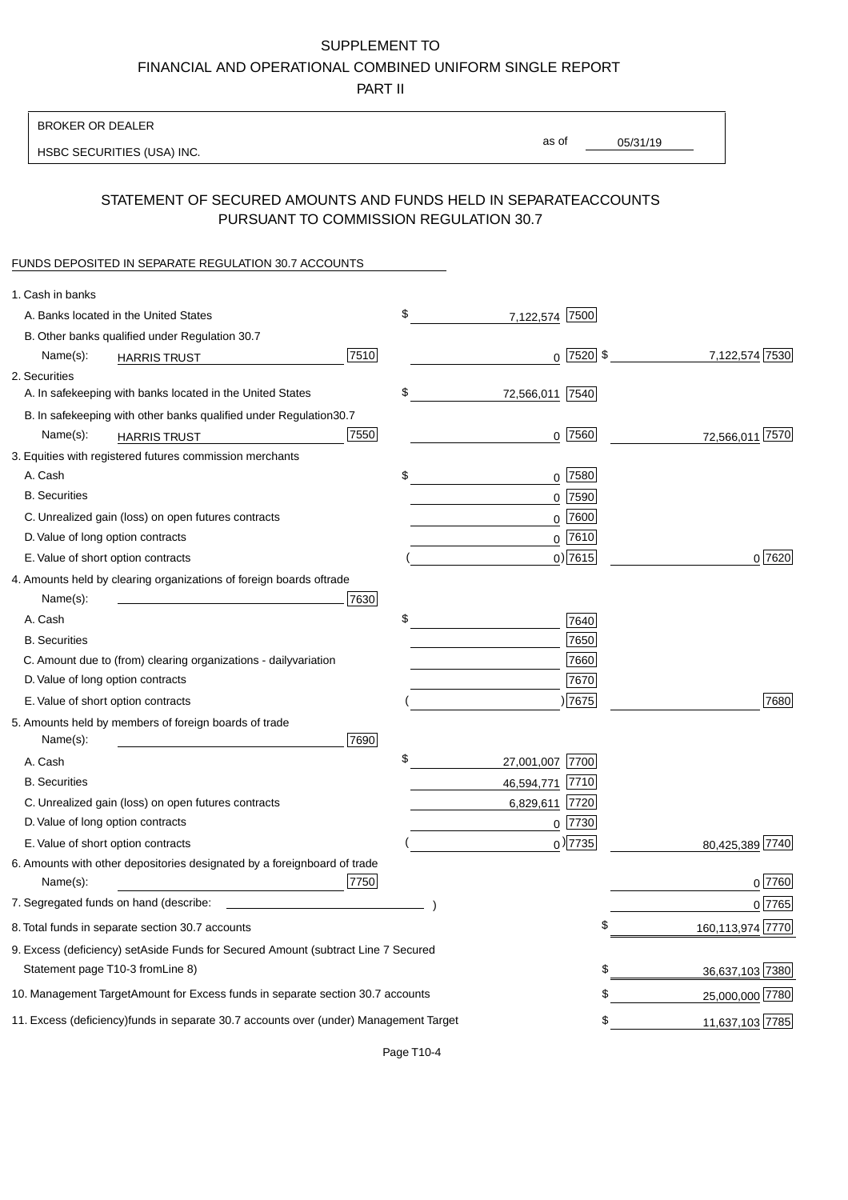# SUPPLEMENT TO
# FINANCIAL AND OPERATIONAL COMBINED UNIFORM SINGLE REPORT
## PART II

BROKER OR DEALER

HSBC SECURITIES (USA) INC.

as of 05/31/19

## STATEMENT OF SECURED AMOUNTS AND FUNDS HELD IN SEPARATEACCOUNTS PURSUANT TO COMMISSION REGULATION 30.7

FUNDS DEPOSITED IN SEPARATE REGULATION 30.7 ACCOUNTS

| | | | |
|---|---|---|---|
| 1. Cash in banks | | | |
| A. Banks located in the United States | | $ 7,122,574 [7500] | |
| B. Other banks qualified under Regulation 30.7 | | | |
| Name(s): HARRIS TRUST | [7510] | 0 [7520] | $ 7,122,574 [7530] |
| 2. Securities | | | |
| A. In safekeeping with banks located in the United States | | $ 72,566,011 [7540] | |
| B. In safekeeping with other banks qualified under Regulation30.7 | | | |
| Name(s): HARRIS TRUST | [7550] | 0 [7560] | 72,566,011 [7570] |
| 3. Equities with registered futures commission merchants | | | |
| A. Cash | | $ 0 [7580] | |
| B. Securities | | 0 [7590] | |
| C. Unrealized gain (loss) on open futures contracts | | 0 [7600] | |
| D. Value of long option contracts | | 0 [7610] | |
| E. Value of short option contracts | | ( 0) [7615] | 0 [7620] |
| 4. Amounts held by clearing organizations of foreign boards oftrade | | | |
| Name(s): | [7630] | | |
| A. Cash | | $ [7640] | |
| B. Securities | | [7650] | |
| C. Amount due to (from) clearing organizations - dailyvariation | | [7660] | |
| D. Value of long option contracts | | [7670] | |
| E. Value of short option contracts | | ( ) [7675] | [7680] |
| 5. Amounts held by members of foreign boards of trade | | | |
| Name(s): | [7690] | | |
| A. Cash | | $ 27,001,007 [7700] | |
| B. Securities | | 46,594,771 [7710] | |
| C. Unrealized gain (loss) on open futures contracts | | 6,829,611 [7720] | |
| D. Value of long option contracts | | 0 [7730] | |
| E. Value of short option contracts | | ( 0) [7735] | 80,425,389 [7740] |
| 6. Amounts with other depositories designated by a foreignboard of trade | | | |
| Name(s): | [7750] | | 0 [7760] |
| 7. Segregated funds on hand (describe: ) | | | 0 [7765] |
| 8. Total funds in separate section 30.7 accounts | | | $ 160,113,974 [7770] |
| 9. Excess (deficiency) setAside Funds for Secured Amount (subtract Line 7 Secured Statement page T10-3 fromLine 8) | | | $ 36,637,103 [7380] |
| 10. Management TargetAmount for Excess funds in separate section 30.7 accounts | | | $ 25,000,000 [7780] |
| 11. Excess (deficiency)funds in separate 30.7 accounts over (under) Management Target | | | $ 11,637,103 [7785] |

Page T10-4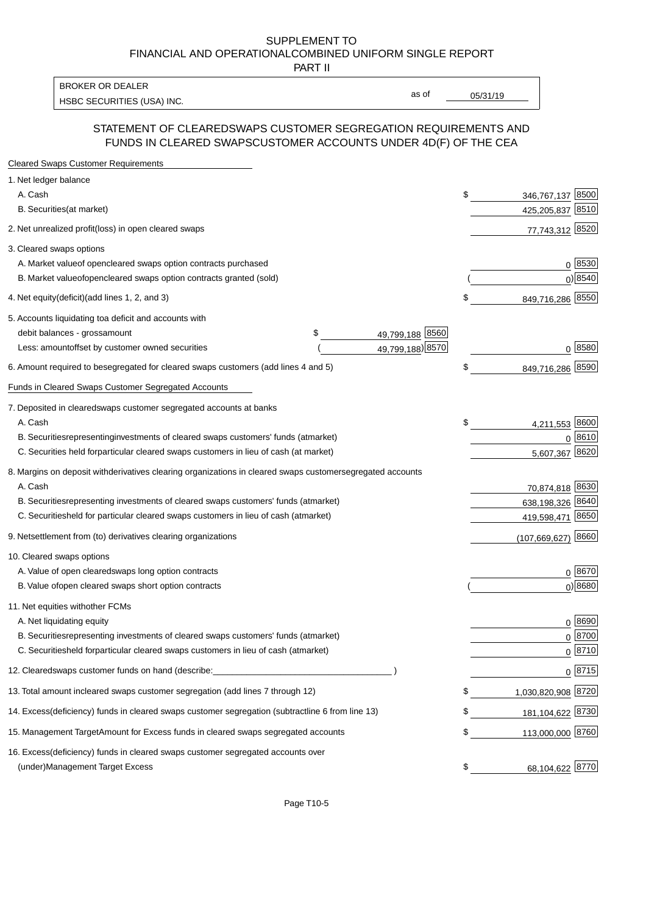SUPPLEMENT TO
FINANCIAL AND OPERATIONAL COMBINED UNIFORM SINGLE REPORT
PART II

| BROKER OR DEALER | | |
|---|---|---|
| HSBC SECURITIES (USA) INC. | as of | 05/31/19 |

## STATEMENT OF CLEARED SWAPS CUSTOMER SEGREGATION REQUIREMENTS AND FUNDS IN CLEARED SWAPS CUSTOMER ACCOUNTS UNDER 4D(F) OF THE CEA

### Cleared Swaps Customer Requirements

| | | | |
|---|---|---|---|
| 1. Net ledger balance | | | |
| A. Cash | | $ 346,767,137 | 8500 |
| B. Securities (at market) | | 425,205,837 | 8510 |
| 2. Net unrealized profit (loss) in open cleared swaps | | 77,743,312 | 8520 |
| 3. Cleared swaps options | | | |
| A. Market value of open cleared swaps option contracts purchased | | 0 | 8530 |
| B. Market value of open cleared swaps option contracts granted (sold) | | ( 0) | 8540 |
| 4. Net equity (deficit) (add lines 1, 2, and 3) | | $ 849,716,286 | 8550 |
| 5. Accounts liquidating to a deficit and accounts with | | | |
| debit balances - gross amount | $ 49,799,188 8560 | | |
| Less: amount offset by customer owned securities | ( 49,799,188) 8570 | 0 | 8580 |
| 6. Amount required to be segregated for cleared swaps customers (add lines 4 and 5) | | $ 849,716,286 | 8590 |

### Funds in Cleared Swaps Customer Segregated Accounts

| | | |
|---|---|---|
| 7. Deposited in cleared swaps customer segregated accounts at banks | | |
| A. Cash | $ 4,211,553 | 8600 |
| B. Securities representing investments of cleared swaps customers' funds (at market) | 0 | 8610 |
| C. Securities held for particular cleared swaps customers in lieu of cash (at market) | 5,607,367 | 8620 |
| 8. Margins on deposit with derivatives clearing organizations in cleared swaps customer segregated accounts | | |
| A. Cash | 70,874,818 | 8630 |
| B. Securities representing investments of cleared swaps customers' funds (at market) | 638,198,326 | 8640 |
| C. Securities held for particular cleared swaps customers in lieu of cash (at market) | 419,598,471 | 8650 |
| 9. Net settlement from (to) derivatives clearing organizations | (107,669,627) | 8660 |
| 10. Cleared swaps options | | |
| A. Value of open cleared swaps long option contracts | 0 | 8670 |
| B. Value of open cleared swaps short option contracts | ( 0) | 8680 |
| 11. Net equities with other FCMs | | |
| A. Net liquidating equity | 0 | 8690 |
| B. Securities representing investments of cleared swaps customers' funds (at market) | 0 | 8700 |
| C. Securities held for particular cleared swaps customers in lieu of cash (at market) | 0 | 8710 |
| 12. Cleared swaps customer funds on hand (describe: ____________________ ) | 0 | 8715 |
| 13. Total amount in cleared swaps customer segregation (add lines 7 through 12) | $ 1,030,820,908 | 8720 |
| 14. Excess (deficiency) funds in cleared swaps customer segregation (subtract line 6 from line 13) | $ 181,104,622 | 8730 |
| 15. Management Target Amount for Excess funds in cleared swaps segregated accounts | $ 113,000,000 | 8760 |
| 16. Excess (deficiency) funds in cleared swaps customer segregated accounts over (under) Management Target Excess | $ 68,104,622 | 8770 |

Page T10-5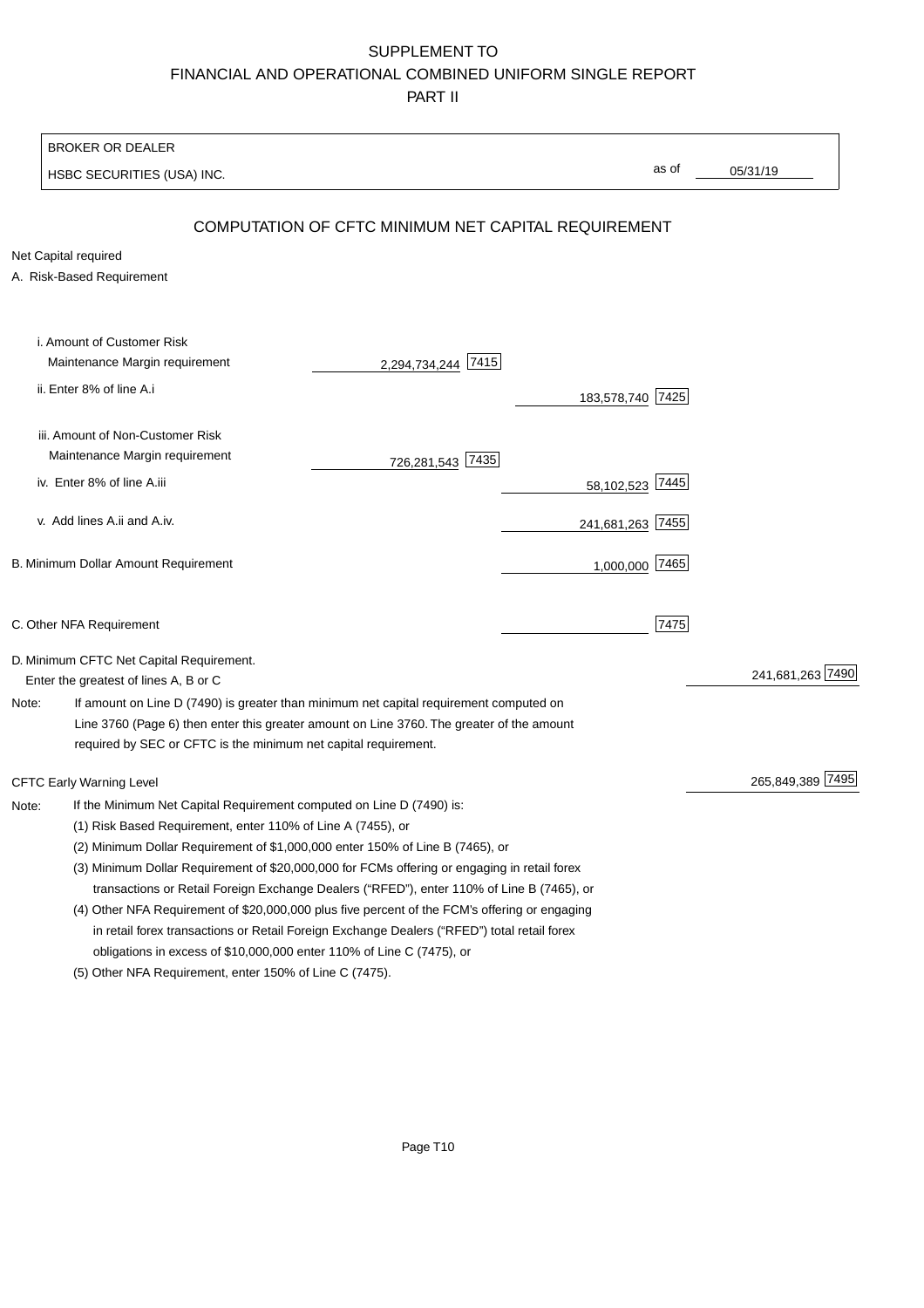# SUPPLEMENT TO
# FINANCIAL AND OPERATIONAL COMBINED UNIFORM SINGLE REPORT
## PART II

| | |
|---|---|
| BROKER OR DEALER | |
| HSBC SECURITIES (USA) INC. | as of 05/31/19 |

## COMPUTATION OF CFTC MINIMUM NET CAPITAL REQUIREMENT

Net Capital required

A. Risk-Based Requirement

| | | | |
|---|---|---|---|
| i. Amount of Customer Risk Maintenance Margin requirement | 2,294,734,244 [7415] | | |
| ii. Enter 8% of line A.i | | 183,578,740 [7425] | |
| iii. Amount of Non-Customer Risk Maintenance Margin requirement | 726,281,543 [7435] | | |
| iv. Enter 8% of line A.iii | | 58,102,523 [7445] | |
| v. Add lines A.ii and A.iv. | | 241,681,263 [7455] | |
| B. Minimum Dollar Amount Requirement | | 1,000,000 [7465] | |
| C. Other NFA Requirement | | [7475] | |
| D. Minimum CFTC Net Capital Requirement. Enter the greatest of lines A, B or C | | | 241,681,263 [7490] |

Note: If amount on Line D (7490) is greater than minimum net capital requirement computed on Line 3760 (Page 6) then enter this greater amount on Line 3760. The greater of the amount required by SEC or CFTC is the minimum net capital requirement.

CFTC Early Warning Level — 265,849,389 [7495]

Note: If the Minimum Net Capital Requirement computed on Line D (7490) is:

(1) Risk Based Requirement, enter 110% of Line A (7455), or

(2) Minimum Dollar Requirement of $1,000,000 enter 150% of Line B (7465), or

(3) Minimum Dollar Requirement of $20,000,000 for FCMs offering or engaging in retail forex transactions or Retail Foreign Exchange Dealers ("RFED"), enter 110% of Line B (7465), or

(4) Other NFA Requirement of $20,000,000 plus five percent of the FCM's offering or engaging in retail forex transactions or Retail Foreign Exchange Dealers ("RFED") total retail forex obligations in excess of $10,000,000 enter 110% of Line C (7475), or

(5) Other NFA Requirement, enter 150% of Line C (7475).